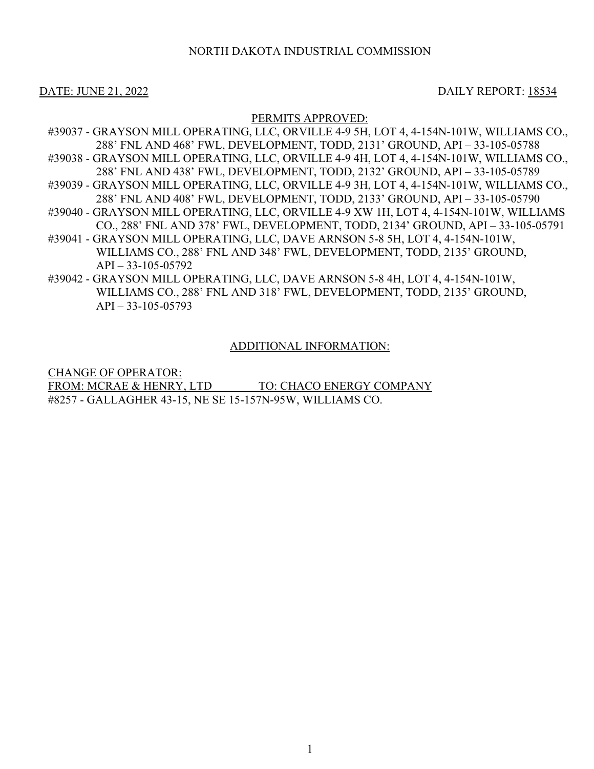NORTH DAKOTA INDUSTRIAL COMMISSION

DATE: JUNE 21, 2022 DAILY REPORT: 18534

PERMITS APPROVED:

#39037 - GRAYSON MILL OPERATING, LLC, ORVILLE 4-9 5H, LOT 4, 4-154N-101W, WILLIAMS CO., 288' FNL AND 468' FWL, DEVELOPMENT, TODD, 2131' GROUND, API – 33-105-05788

#39038 - GRAYSON MILL OPERATING, LLC, ORVILLE 4-9 4H, LOT 4, 4-154N-101W, WILLIAMS CO., 288' FNL AND 438' FWL, DEVELOPMENT, TODD, 2132' GROUND, API – 33-105-05789

#39039 - GRAYSON MILL OPERATING, LLC, ORVILLE 4-9 3H, LOT 4, 4-154N-101W, WILLIAMS CO., 288' FNL AND 408' FWL, DEVELOPMENT, TODD, 2133' GROUND, API – 33-105-05790

#39040 - GRAYSON MILL OPERATING, LLC, ORVILLE 4-9 XW 1H, LOT 4, 4-154N-101W, WILLIAMS CO., 288' FNL AND 378' FWL, DEVELOPMENT, TODD, 2134' GROUND, API – 33-105-05791

#39041 - GRAYSON MILL OPERATING, LLC, DAVE ARNSON 5-8 5H, LOT 4, 4-154N-101W, WILLIAMS CO., 288' FNL AND 348' FWL, DEVELOPMENT, TODD, 2135' GROUND, API – 33-105-05792

#39042 - GRAYSON MILL OPERATING, LLC, DAVE ARNSON 5-8 4H, LOT 4, 4-154N-101W, WILLIAMS CO., 288' FNL AND 318' FWL, DEVELOPMENT, TODD, 2135' GROUND, API – 33-105-05793

ADDITIONAL INFORMATION:

CHANGE OF OPERATOR:
FROM: MCRAE & HENRY, LTD TO: CHACO ENERGY COMPANY
#8257 - GALLAGHER 43-15, NE SE 15-157N-95W, WILLIAMS CO.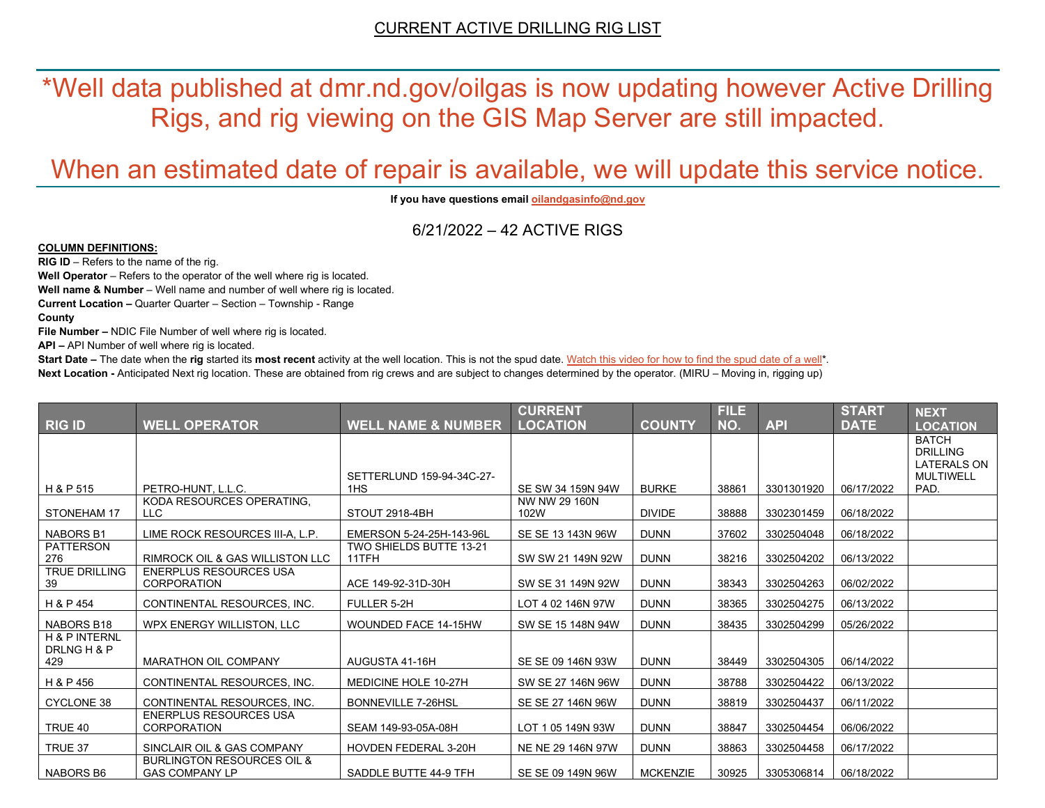## CURRENT ACTIVE DRILLING RIG LIST

# *Well data published at dmr.nd.gov/oilgas is now updating however Active Drilling Rigs, and rig viewing on the GIS Map Server are still impacted.

# When an estimated date of repair is available, we will update this service notice.

**If you have questions email oilandgasinfo@nd.gov**

6/21/2022 – 42 ACTIVE RIGS

**COLUMN DEFINITIONS:**

**RIG ID** – Refers to the name of the rig.

**Well Operator** – Refers to the operator of the well where rig is located.

**Well name & Number** – Well name and number of well where rig is located.

**Current Location –** Quarter Quarter – Section – Township - Range

**County**

**File Number –** NDIC File Number of well where rig is located.

**API –** API Number of well where rig is located.

**Start Date –** The date when the **rig** started its **most recent** activity at the well location. This is not the spud date. Watch this video for how to find the spud date of a well*.

**Next Location -** Anticipated Next rig location. These are obtained from rig crews and are subject to changes determined by the operator. (MIRU – Moving in, rigging up)

| RIG ID | WELL OPERATOR | WELL NAME & NUMBER | CURRENT LOCATION | COUNTY | FILE NO. | API | START DATE | NEXT LOCATION |
|---|---|---|---|---|---|---|---|---|
| H & P 515 | PETRO-HUNT, L.L.C. | SETTERLUND 159-94-34C-27-1HS | SE SW 34 159N 94W | BURKE | 38861 | 3301301920 | 06/17/2022 | BATCH DRILLING LATERALS ON MULTIWELL PAD. |
| STONEHAM 17 | KODA RESOURCES OPERATING, LLC | STOUT 2918-4BH | NW NW 29 160N 102W | DIVIDE | 38888 | 3302301459 | 06/18/2022 | |
| NABORS B1 | LIME ROCK RESOURCES III-A, L.P. | EMERSON 5-24-25H-143-96L | SE SE 13 143N 96W | DUNN | 37602 | 3302504048 | 06/18/2022 | |
| PATTERSON 276 | RIMROCK OIL & GAS WILLISTON LLC | TWO SHIELDS BUTTE 13-21 11TFH | SW SW 21 149N 92W | DUNN | 38216 | 3302504202 | 06/13/2022 | |
| TRUE DRILLING 39 | ENERPLUS RESOURCES USA CORPORATION | ACE 149-92-31D-30H | SW SE 31 149N 92W | DUNN | 38343 | 3302504263 | 06/02/2022 | |
| H & P 454 | CONTINENTAL RESOURCES, INC. | FULLER 5-2H | LOT 4 02 146N 97W | DUNN | 38365 | 3302504275 | 06/13/2022 | |
| NABORS B18 | WPX ENERGY WILLISTON, LLC | WOUNDED FACE 14-15HW | SW SE 15 148N 94W | DUNN | 38435 | 3302504299 | 05/26/2022 | |
| H & P INTERNL DRLNG H & P 429 | MARATHON OIL COMPANY | AUGUSTA 41-16H | SE SE 09 146N 93W | DUNN | 38449 | 3302504305 | 06/14/2022 | |
| H & P 456 | CONTINENTAL RESOURCES, INC. | MEDICINE HOLE 10-27H | SW SE 27 146N 96W | DUNN | 38788 | 3302504422 | 06/13/2022 | |
| CYCLONE 38 | CONTINENTAL RESOURCES, INC. | BONNEVILLE 7-26HSL | SE SE 27 146N 96W | DUNN | 38819 | 3302504437 | 06/11/2022 | |
| TRUE 40 | ENERPLUS RESOURCES USA CORPORATION | SEAM 149-93-05A-08H | LOT 1 05 149N 93W | DUNN | 38847 | 3302504454 | 06/06/2022 | |
| TRUE 37 | SINCLAIR OIL & GAS COMPANY | HOVDEN FEDERAL 3-20H | NE NE 29 146N 97W | DUNN | 38863 | 3302504458 | 06/17/2022 | |
| NABORS B6 | BURLINGTON RESOURCES OIL & GAS COMPANY LP | SADDLE BUTTE 44-9 TFH | SE SE 09 149N 96W | MCKENZIE | 30925 | 3305306814 | 06/18/2022 | |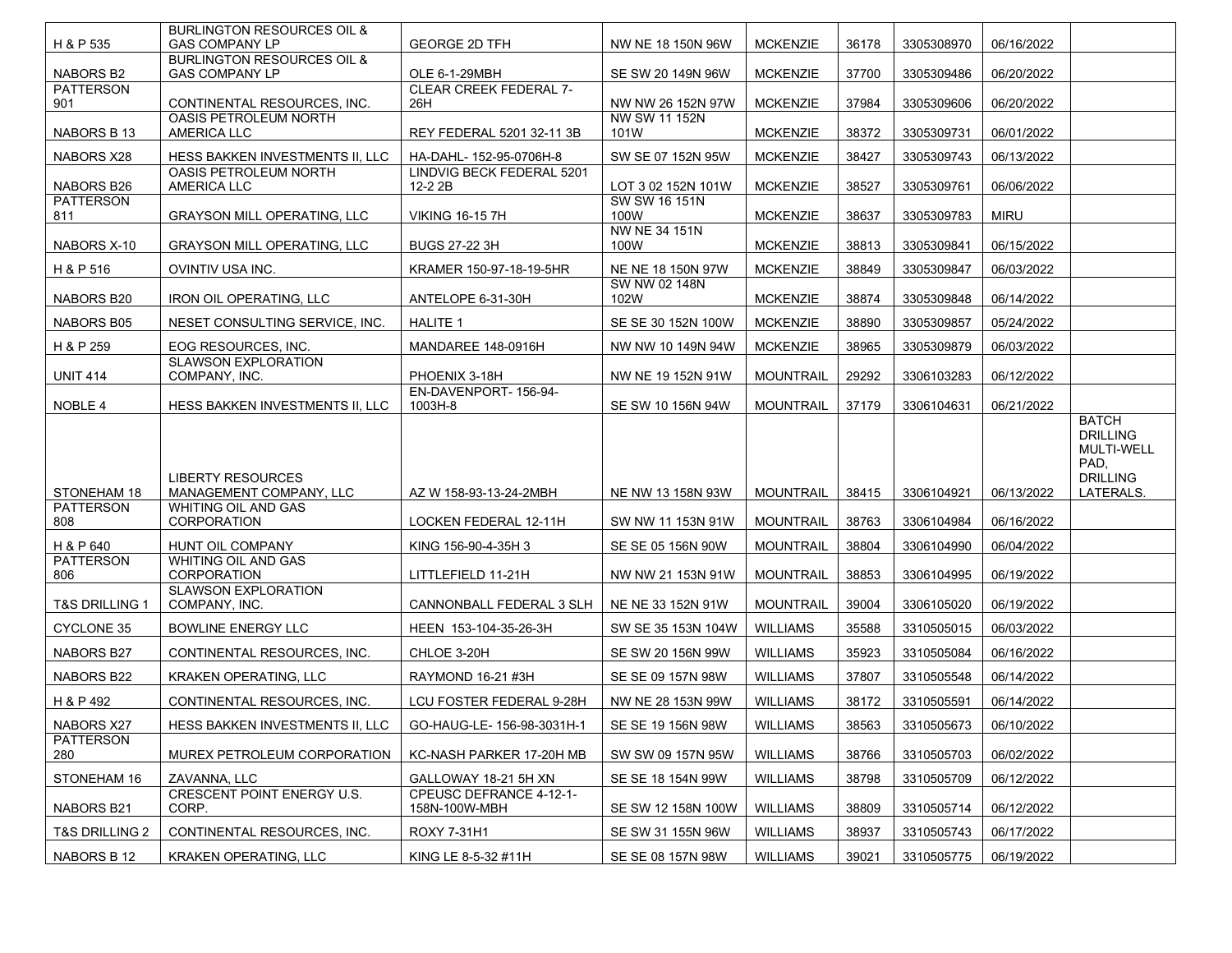| | | | | | | | | |
|---|---|---|---|---|---|---|---|---|
| H & P 535 | BURLINGTON RESOURCES OIL & GAS COMPANY LP | GEORGE 2D TFH | NW NE 18 150N 96W | MCKENZIE | 36178 | 3305308970 | 06/16/2022 | |
| NABORS B2 | BURLINGTON RESOURCES OIL & GAS COMPANY LP | OLE 6-1-29MBH | SE SW 20 149N 96W | MCKENZIE | 37700 | 3305309486 | 06/20/2022 | |
| PATTERSON 901 | CONTINENTAL RESOURCES, INC. | CLEAR CREEK FEDERAL 7-26H | NW NW 26 152N 97W | MCKENZIE | 37984 | 3305309606 | 06/20/2022 | |
| NABORS B 13 | OASIS PETROLEUM NORTH AMERICA LLC | REY FEDERAL 5201 32-11 3B | NW SW 11 152N 101W | MCKENZIE | 38372 | 3305309731 | 06/01/2022 | |
| NABORS X28 | HESS BAKKEN INVESTMENTS II, LLC | HA-DAHL- 152-95-0706H-8 | SW SE 07 152N 95W | MCKENZIE | 38427 | 3305309743 | 06/13/2022 | |
| NABORS B26 | OASIS PETROLEUM NORTH AMERICA LLC | LINDVIG BECK FEDERAL 5201 12-2 2B | LOT 3 02 152N 101W | MCKENZIE | 38527 | 3305309761 | 06/06/2022 | |
| PATTERSON 811 | GRAYSON MILL OPERATING, LLC | VIKING 16-15 7H | SW SW 16 151N 100W | MCKENZIE | 38637 | 3305309783 | MIRU | |
| NABORS X-10 | GRAYSON MILL OPERATING, LLC | BUGS 27-22 3H | NW NE 34 151N 100W | MCKENZIE | 38813 | 3305309841 | 06/15/2022 | |
| H & P 516 | OVINTIV USA INC. | KRAMER 150-97-18-19-5HR | NE NE 18 150N 97W | MCKENZIE | 38849 | 3305309847 | 06/03/2022 | |
| NABORS B20 | IRON OIL OPERATING, LLC | ANTELOPE 6-31-30H | SW NW 02 148N 102W | MCKENZIE | 38874 | 3305309848 | 06/14/2022 | |
| NABORS B05 | NESET CONSULTING SERVICE, INC. | HALITE 1 | SE SE 30 152N 100W | MCKENZIE | 38890 | 3305309857 | 05/24/2022 | |
| H & P 259 | EOG RESOURCES, INC. | MANDAREE 148-0916H | NW NW 10 149N 94W | MCKENZIE | 38965 | 3305309879 | 06/03/2022 | |
| UNIT 414 | SLAWSON EXPLORATION COMPANY, INC. | PHOENIX 3-18H | NW NE 19 152N 91W | MOUNTRAIL | 29292 | 3306103283 | 06/12/2022 | |
| NOBLE 4 | HESS BAKKEN INVESTMENTS II, LLC | EN-DAVENPORT- 156-94-1003H-8 | SE SW 10 156N 94W | MOUNTRAIL | 37179 | 3306104631 | 06/21/2022 | |
| STONEHAM 18 | LIBERTY RESOURCES MANAGEMENT COMPANY, LLC | AZ W 158-93-13-24-2MBH | NE NW 13 158N 93W | MOUNTRAIL | 38415 | 3306104921 | 06/13/2022 | BATCH DRILLING MULTI-WELL PAD, DRILLING LATERALS. |
| PATTERSON 808 | WHITING OIL AND GAS CORPORATION | LOCKEN FEDERAL 12-11H | SW NW 11 153N 91W | MOUNTRAIL | 38763 | 3306104984 | 06/16/2022 | |
| H & P 640 | HUNT OIL COMPANY | KING 156-90-4-35H 3 | SE SE 05 156N 90W | MOUNTRAIL | 38804 | 3306104990 | 06/04/2022 | |
| PATTERSON 806 | WHITING OIL AND GAS CORPORATION | LITTLEFIELD 11-21H | NW NW 21 153N 91W | MOUNTRAIL | 38853 | 3306104995 | 06/19/2022 | |
| T&S DRILLING 1 | SLAWSON EXPLORATION COMPANY, INC. | CANNONBALL FEDERAL 3 SLH | NE NE 33 152N 91W | MOUNTRAIL | 39004 | 3306105020 | 06/19/2022 | |
| CYCLONE 35 | BOWLINE ENERGY LLC | HEEN 153-104-35-26-3H | SW SE 35 153N 104W | WILLIAMS | 35588 | 3310505015 | 06/03/2022 | |
| NABORS B27 | CONTINENTAL RESOURCES, INC. | CHLOE 3-20H | SE SW 20 156N 99W | WILLIAMS | 35923 | 3310505084 | 06/16/2022 | |
| NABORS B22 | KRAKEN OPERATING, LLC | RAYMOND 16-21 #3H | SE SE 09 157N 98W | WILLIAMS | 37807 | 3310505548 | 06/14/2022 | |
| H & P 492 | CONTINENTAL RESOURCES, INC. | LCU FOSTER FEDERAL 9-28H | NW NE 28 153N 99W | WILLIAMS | 38172 | 3310505591 | 06/14/2022 | |
| NABORS X27 | HESS BAKKEN INVESTMENTS II, LLC | GO-HAUG-LE- 156-98-3031H-1 | SE SE 19 156N 98W | WILLIAMS | 38563 | 3310505673 | 06/10/2022 | |
| PATTERSON 280 | MUREX PETROLEUM CORPORATION | KC-NASH PARKER 17-20H MB | SW SW 09 157N 95W | WILLIAMS | 38766 | 3310505703 | 06/02/2022 | |
| STONEHAM 16 | ZAVANNA, LLC | GALLOWAY 18-21 5H XN | SE SE 18 154N 99W | WILLIAMS | 38798 | 3310505709 | 06/12/2022 | |
| NABORS B21 | CRESCENT POINT ENERGY U.S. CORP. | CPEUSC DEFRANCE 4-12-1-158N-100W-MBH | SE SW 12 158N 100W | WILLIAMS | 38809 | 3310505714 | 06/12/2022 | |
| T&S DRILLING 2 | CONTINENTAL RESOURCES, INC. | ROXY 7-31H1 | SE SW 31 155N 96W | WILLIAMS | 38937 | 3310505743 | 06/17/2022 | |
| NABORS B 12 | KRAKEN OPERATING, LLC | KING LE 8-5-32 #11H | SE SE 08 157N 98W | WILLIAMS | 39021 | 3310505775 | 06/19/2022 | |